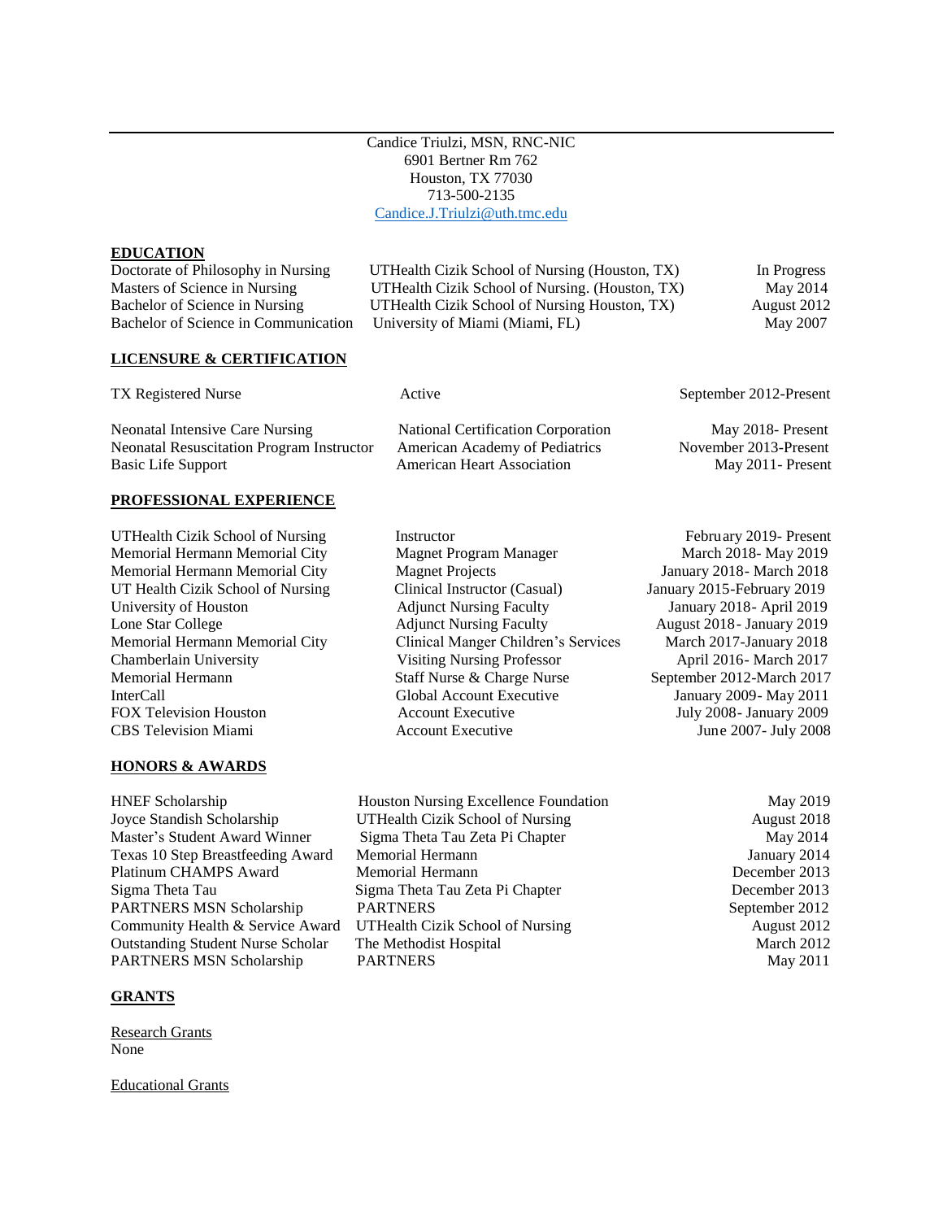Candice Triulzi, MSN, RNC-NIC
6901 Bertner Rm 762
Houston, TX 77030
713-500-2135
Candice.J.Triulzi@uth.tmc.edu

## EDUCATION

| | | |
|---|---|---|
| Doctorate of Philosophy in Nursing | UTHealth Cizik School of Nursing (Houston, TX) | In Progress |
| Masters of Science in Nursing | UTHealth Cizik School of Nursing. (Houston, TX) | May 2014 |
| Bachelor of Science in Nursing | UTHealth Cizik School of Nursing Houston, TX) | August 2012 |
| Bachelor of Science in Communication | University of Miami (Miami, FL) | May 2007 |

## LICENSURE & CERTIFICATION

| | | |
|---|---|---|
| TX Registered Nurse | Active | September 2012-Present |
| Neonatal Intensive Care Nursing | National Certification Corporation | May 2018- Present |
| Neonatal Resuscitation Program Instructor | American Academy of Pediatrics | November 2013-Present |
| Basic Life Support | American Heart Association | May 2011- Present |

## PROFESSIONAL EXPERIENCE

| | | |
|---|---|---|
| UTHealth Cizik School of Nursing | Instructor | February 2019- Present |
| Memorial Hermann Memorial City | Magnet Program Manager | March 2018- May 2019 |
| Memorial Hermann Memorial City | Magnet Projects | January 2018- March 2018 |
| UT Health Cizik School of Nursing | Clinical Instructor (Casual) | January 2015-February 2019 |
| University of Houston | Adjunct Nursing Faculty | January 2018- April 2019 |
| Lone Star College | Adjunct Nursing Faculty | August 2018- January 2019 |
| Memorial Hermann Memorial City | Clinical Manger Children's Services | March 2017-January 2018 |
| Chamberlain University | Visiting Nursing Professor | April 2016- March 2017 |
| Memorial Hermann | Staff Nurse & Charge Nurse | September 2012-March 2017 |
| InterCall | Global Account Executive | January 2009- May 2011 |
| FOX Television Houston | Account Executive | July 2008- January 2009 |
| CBS Television Miami | Account Executive | June 2007- July 2008 |

## HONORS & AWARDS

| | | |
|---|---|---|
| HNEF Scholarship | Houston Nursing Excellence Foundation | May 2019 |
| Joyce Standish Scholarship | UTHealth Cizik School of Nursing | August 2018 |
| Master's Student Award Winner | Sigma Theta Tau Zeta Pi Chapter | May 2014 |
| Texas 10 Step Breastfeeding Award | Memorial Hermann | January 2014 |
| Platinum CHAMPS Award | Memorial Hermann | December 2013 |
| Sigma Theta Tau | Sigma Theta Tau Zeta Pi Chapter | December 2013 |
| PARTNERS MSN Scholarship | PARTNERS | September 2012 |
| Community Health & Service Award | UTHealth Cizik School of Nursing | August 2012 |
| Outstanding Student Nurse Scholar | The Methodist Hospital | March 2012 |
| PARTNERS MSN Scholarship | PARTNERS | May 2011 |

## GRANTS

Research Grants
None

Educational Grants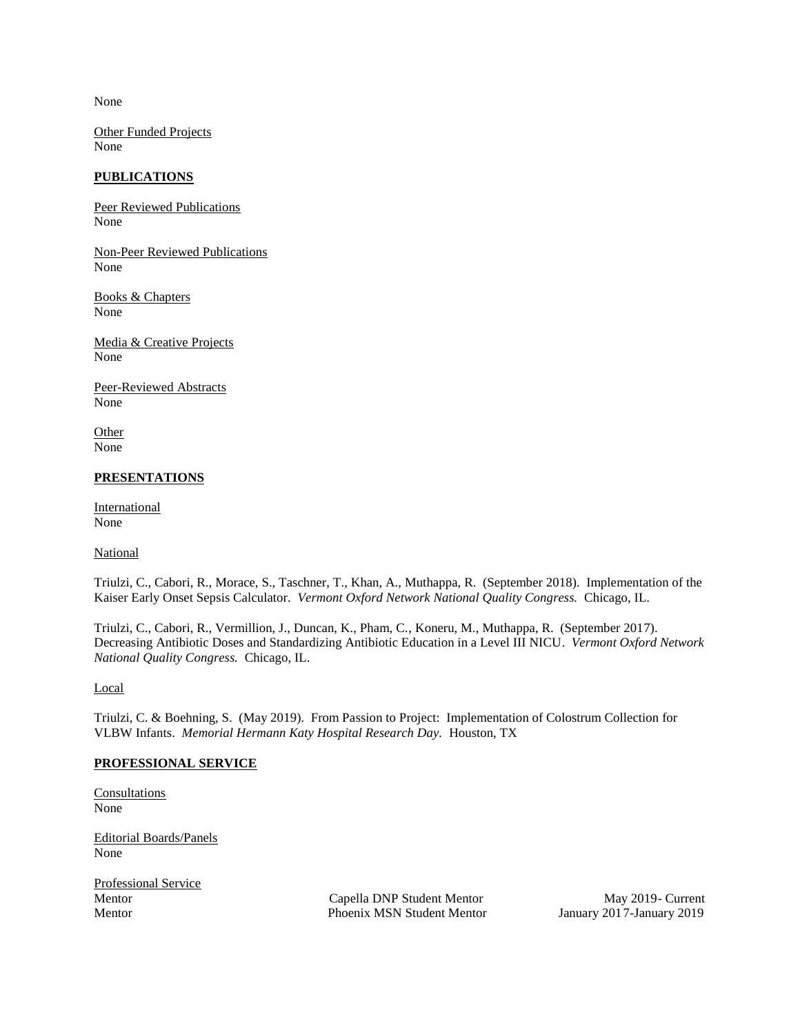None

Other Funded Projects
None

## PUBLICATIONS

Peer Reviewed Publications
None

Non-Peer Reviewed Publications
None

Books & Chapters
None

Media & Creative Projects
None

Peer-Reviewed Abstracts
None

Other
None

## PRESENTATIONS

International
None

National

Triulzi, C., Cabori, R., Morace, S., Taschner, T., Khan, A., Muthappa, R. (September 2018). Implementation of the Kaiser Early Onset Sepsis Calculator. *Vermont Oxford Network National Quality Congress.* Chicago, IL.

Triulzi, C., Cabori, R., Vermillion, J., Duncan, K., Pham, C., Koneru, M., Muthappa, R. (September 2017). Decreasing Antibiotic Doses and Standardizing Antibiotic Education in a Level III NICU. *Vermont Oxford Network National Quality Congress.* Chicago, IL.

Local

Triulzi, C. & Boehning, S. (May 2019). From Passion to Project: Implementation of Colostrum Collection for VLBW Infants. *Memorial Hermann Katy Hospital Research Day.* Houston, TX

## PROFESSIONAL SERVICE

Consultations
None

Editorial Boards/Panels
None

Professional Service

| | | |
|---|---|---|
| Mentor | Capella DNP Student Mentor | May 2019- Current |
| Mentor | Phoenix MSN Student Mentor | January 2017-January 2019 |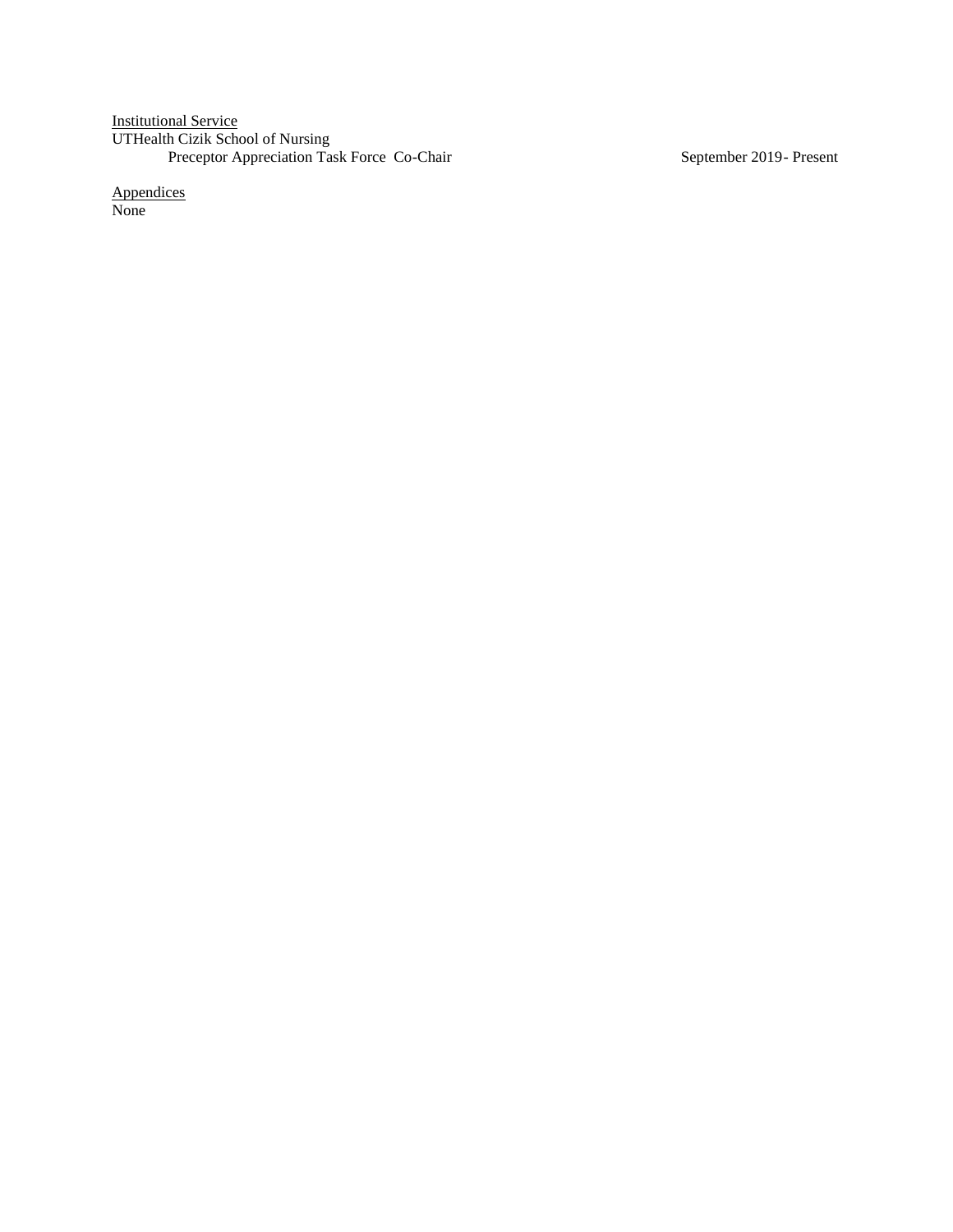Institutional Service

UTHealth Cizik School of Nursing

Preceptor Appreciation Task Force Co-Chair — September 2019- Present

Appendices

None